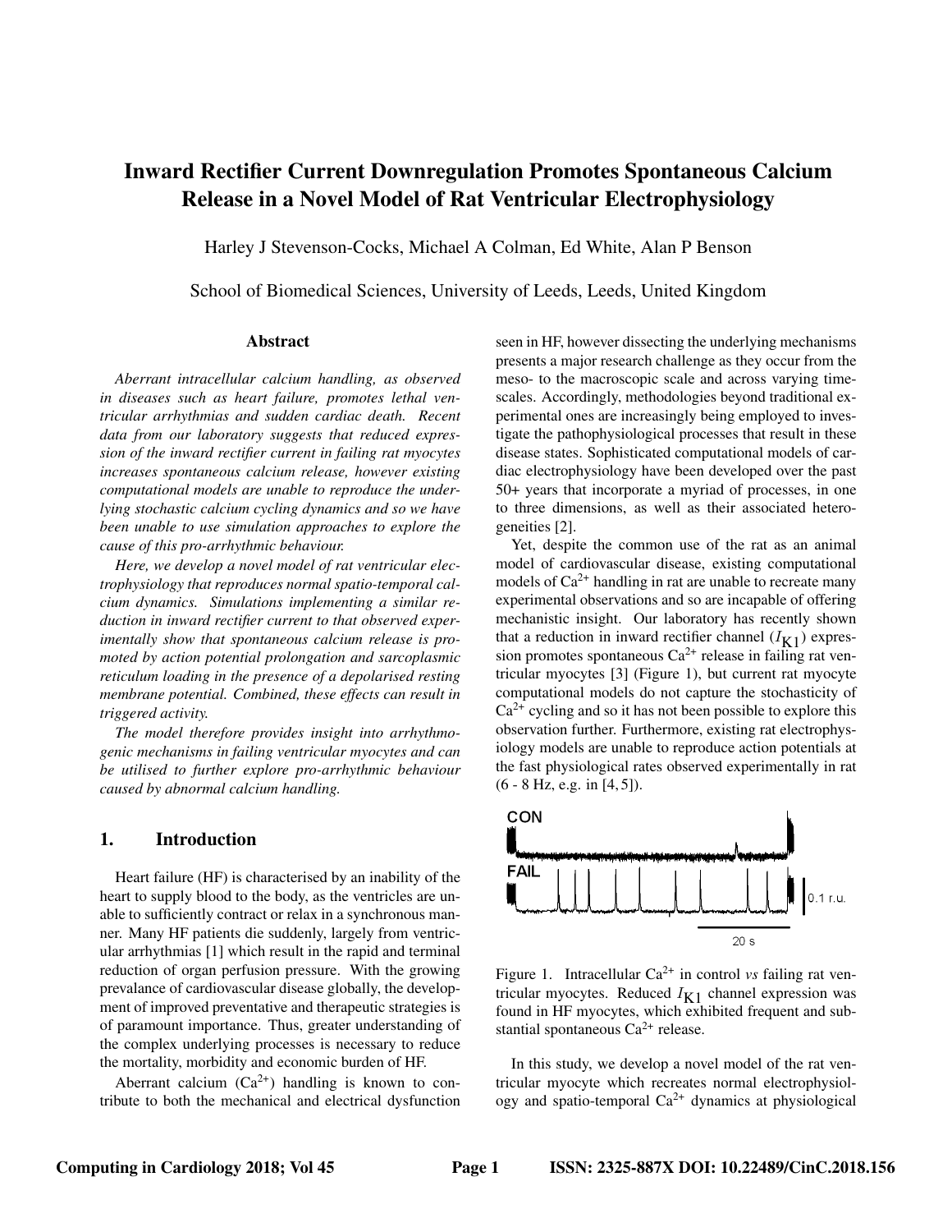# Inward Rectifier Current Downregulation Promotes Spontaneous Calcium Release in a Novel Model of Rat Ventricular Electrophysiology

Harley J Stevenson-Cocks, Michael A Colman, Ed White, Alan P Benson

School of Biomedical Sciences, University of Leeds, Leeds, United Kingdom

## Abstract

*Aberrant intracellular calcium handling, as observed in diseases such as heart failure, promotes lethal ventricular arrhythmias and sudden cardiac death. Recent data from our laboratory suggests that reduced expression of the inward rectifier current in failing rat myocytes increases spontaneous calcium release, however existing computational models are unable to reproduce the underlying stochastic calcium cycling dynamics and so we have been unable to use simulation approaches to explore the cause of this pro-arrhythmic behaviour.*

*Here, we develop a novel model of rat ventricular electrophysiology that reproduces normal spatio-temporal calcium dynamics. Simulations implementing a similar reduction in inward rectifier current to that observed experimentally show that spontaneous calcium release is promoted by action potential prolongation and sarcoplasmic reticulum loading in the presence of a depolarised resting membrane potential. Combined, these effects can result in triggered activity.*

*The model therefore provides insight into arrhythmogenic mechanisms in failing ventricular myocytes and can be utilised to further explore pro-arrhythmic behaviour caused by abnormal calcium handling.*

## 1. Introduction

Heart failure (HF) is characterised by an inability of the heart to supply blood to the body, as the ventricles are unable to sufficiently contract or relax in a synchronous manner. Many HF patients die suddenly, largely from ventricular arrhythmias [1] which result in the rapid and terminal reduction of organ perfusion pressure. With the growing prevalance of cardiovascular disease globally, the development of improved preventative and therapeutic strategies is of paramount importance. Thus, greater understanding of the complex underlying processes is necessary to reduce the mortality, morbidity and economic burden of HF.

Aberrant calcium ($Ca^{2+}$) handling is known to contribute to both the mechanical and electrical dysfunction seen in HF, however dissecting the underlying mechanisms presents a major research challenge as they occur from the meso- to the macroscopic scale and across varying timescales. Accordingly, methodologies beyond traditional experimental ones are increasingly being employed to investigate the pathophysiological processes that result in these disease states. Sophisticated computational models of cardiac electrophysiology have been developed over the past 50+ years that incorporate a myriad of processes, in one to three dimensions, as well as their associated heterogeneities [2].

Yet, despite the common use of the rat as an animal model of cardiovascular disease, existing computational models of $Ca^{2+}$ handling in rat are unable to recreate many experimental observations and so are incapable of offering mechanistic insight. Our laboratory has recently shown that a reduction in inward rectifier channel ($I_{K1}$) expression promotes spontaneous $Ca^{2+}$ release in failing rat ventricular myocytes [3] (Figure 1), but current rat myocyte computational models do not capture the stochasticity of $Ca^{2+}$ cycling and so it has not been possible to explore this observation further. Furthermore, existing rat electrophysiology models are unable to reproduce action potentials at the fast physiological rates observed experimentally in rat (6 - 8 Hz, e.g. in [4, 5]).

Figure 1. Intracellular $Ca^{2+}$ in control *vs* failing rat ventricular myocytes. Reduced $I_{K1}$ channel expression was found in HF myocytes, which exhibited frequent and substantial spontaneous $Ca^{2+}$ release.

In this study, we develop a novel model of the rat ventricular myocyte which recreates normal electrophysiology and spatio-temporal $Ca^{2+}$ dynamics at physiological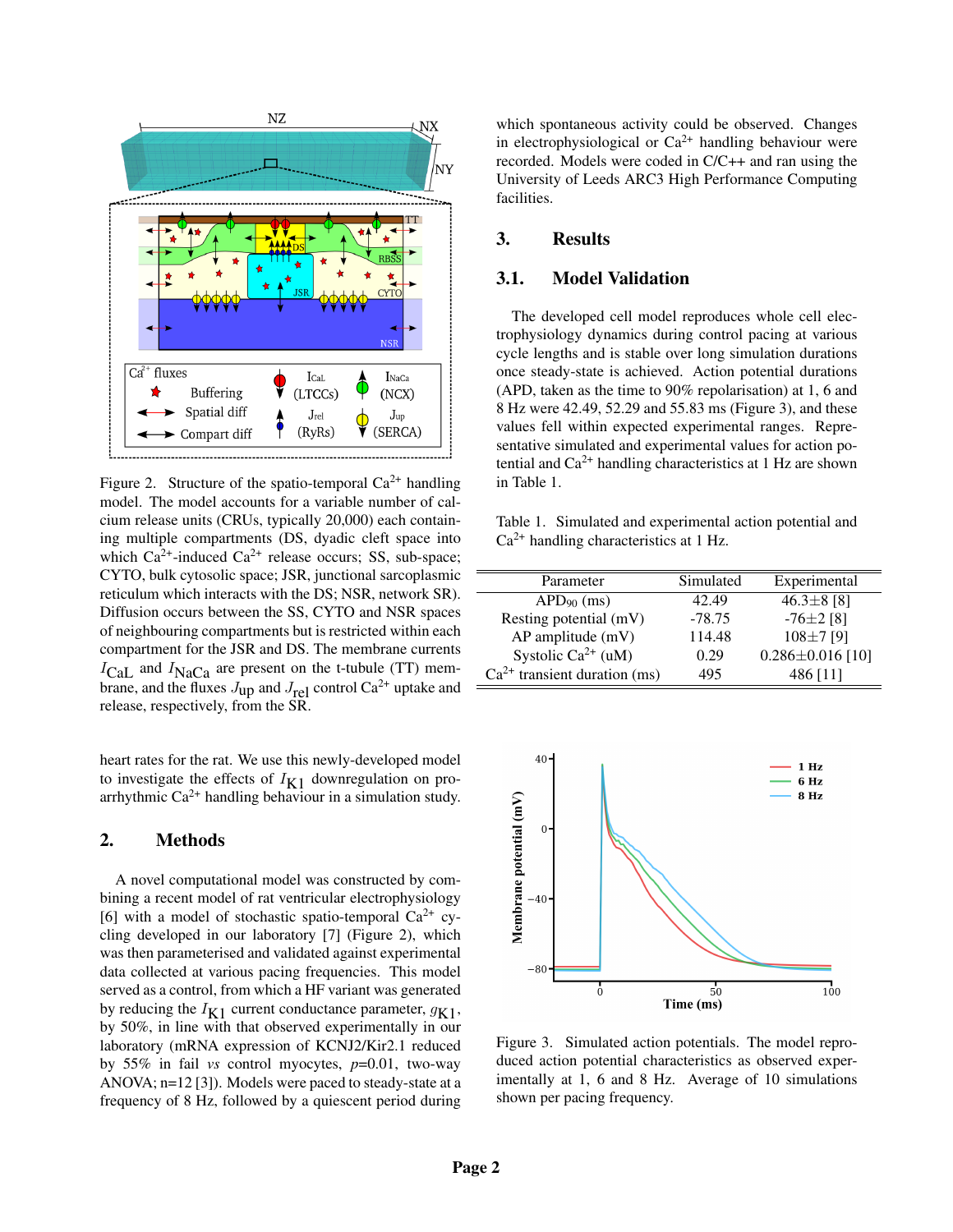Figure 2. Structure of the spatio-temporal $Ca^{2+}$ handling model. The model accounts for a variable number of calcium release units (CRUs, typically 20,000) each containing multiple compartments (DS, dyadic cleft space into which $Ca^{2+}$-induced $Ca^{2+}$ release occurs; SS, sub-space; CYTO, bulk cytosolic space; JSR, junctional sarcoplasmic reticulum which interacts with the DS; NSR, network SR). Diffusion occurs between the SS, CYTO and NSR spaces of neighbouring compartments but is restricted within each compartment for the JSR and DS. The membrane currents $I_{CaL}$ and $I_{NaCa}$ are present on the t-tubule (TT) membrane, and the fluxes $J_{up}$ and $J_{rel}$ control $Ca^{2+}$ uptake and release, respectively, from the SR.

heart rates for the rat. We use this newly-developed model to investigate the effects of $I_{K1}$ downregulation on pro-arrhythmic $Ca^{2+}$ handling behaviour in a simulation study.

## 2. Methods

A novel computational model was constructed by combining a recent model of rat ventricular electrophysiology [6] with a model of stochastic spatio-temporal $Ca^{2+}$ cycling developed in our laboratory [7] (Figure 2), which was then parameterised and validated against experimental data collected at various pacing frequencies. This model served as a control, from which a HF variant was generated by reducing the $I_{K1}$ current conductance parameter, $g_{K1}$, by 50%, in line with that observed experimentally in our laboratory (mRNA expression of KCNJ2/Kir2.1 reduced by 55% in fail *vs* control myocytes, $p$=0.01, two-way ANOVA; n=12 [3]). Models were paced to steady-state at a frequency of 8 Hz, followed by a quiescent period during which spontaneous activity could be observed. Changes in electrophysiological or $Ca^{2+}$ handling behaviour were recorded. Models were coded in C/C++ and ran using the University of Leeds ARC3 High Performance Computing facilities.

## 3. Results

### 3.1. Model Validation

The developed cell model reproduces whole cell electrophysiology dynamics during control pacing at various cycle lengths and is stable over long simulation durations once steady-state is achieved. Action potential durations (APD, taken as the time to 90% repolarisation) at 1, 6 and 8 Hz were 42.49, 52.29 and 55.83 ms (Figure 3), and these values fell within expected experimental ranges. Representative simulated and experimental values for action potential and $Ca^{2+}$ handling characteristics at 1 Hz are shown in Table 1.

Table 1. Simulated and experimental action potential and $Ca^{2+}$ handling characteristics at 1 Hz.

| Parameter | Simulated | Experimental |
|---|---|---|
| $APD_{90}$ (ms) | 42.49 | 46.3±8 [8] |
| Resting potential (mV) | -78.75 | -76±2 [8] |
| AP amplitude (mV) | 114.48 | 108±7 [9] |
| Systolic $Ca^{2+}$ (uM) | 0.29 | 0.286±0.016 [10] |
| $Ca^{2+}$ transient duration (ms) | 495 | 486 [11] |

Figure 3. Simulated action potentials. The model reproduced action potential characteristics as observed experimentally at 1, 6 and 8 Hz. Average of 10 simulations shown per pacing frequency.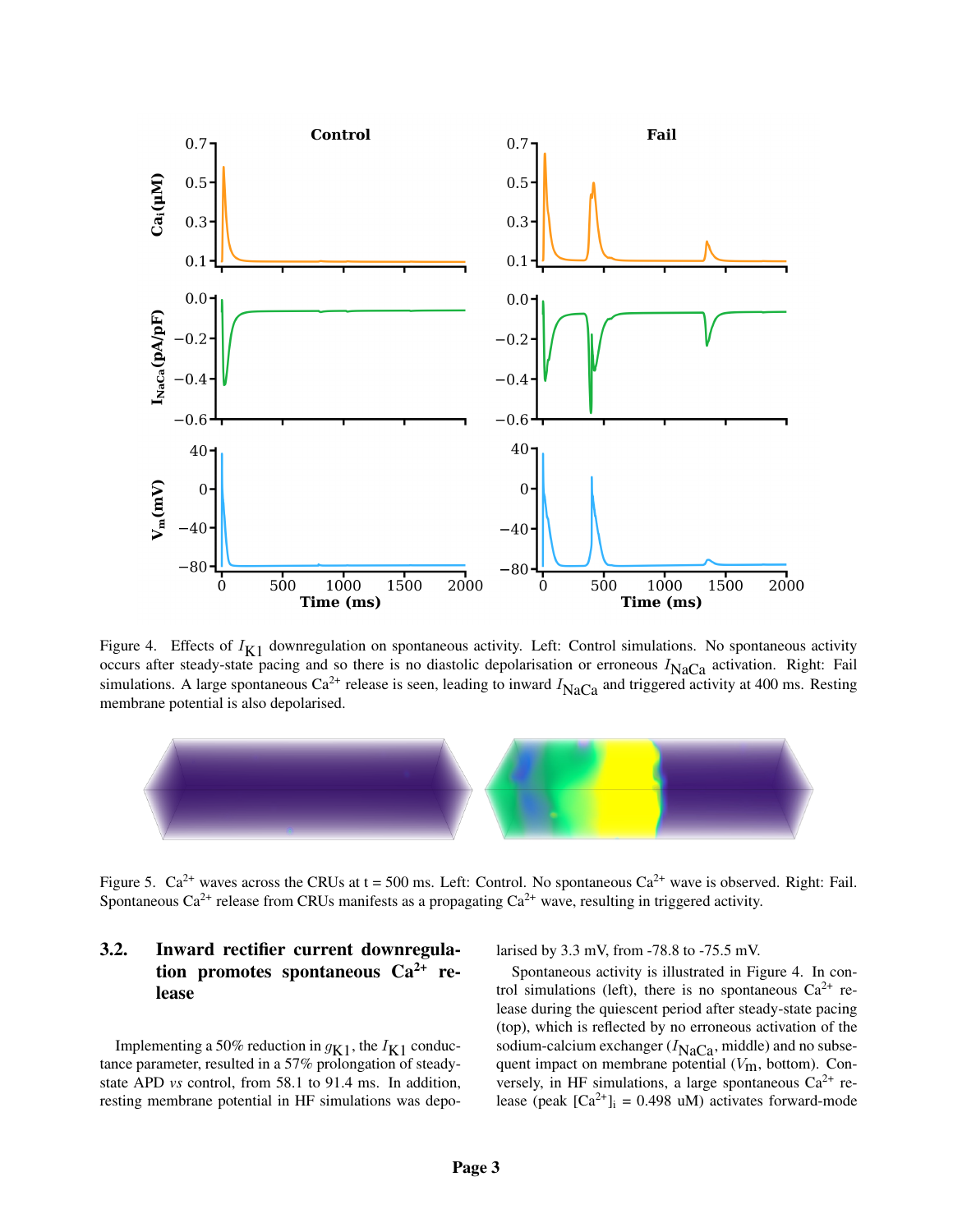Figure 4. Effects of $I_{K1}$ downregulation on spontaneous activity. Left: Control simulations. No spontaneous activity occurs after steady-state pacing and so there is no diastolic depolarisation or erroneous $I_{NaCa}$ activation. Right: Fail simulations. A large spontaneous $Ca^{2+}$ release is seen, leading to inward $I_{NaCa}$ and triggered activity at 400 ms. Resting membrane potential is also depolarised.

Figure 5. $Ca^{2+}$ waves across the CRUs at t = 500 ms. Left: Control. No spontaneous $Ca^{2+}$ wave is observed. Right: Fail. Spontaneous $Ca^{2+}$ release from CRUs manifests as a propagating $Ca^{2+}$ wave, resulting in triggered activity.

## 3.2. Inward rectifier current downregulation promotes spontaneous $Ca^{2+}$ release

Implementing a 50% reduction in $g_{K1}$, the $I_{K1}$ conductance parameter, resulted in a 57% prolongation of steady-state APD *vs* control, from 58.1 to 91.4 ms. In addition, resting membrane potential in HF simulations was depolarised by 3.3 mV, from -78.8 to -75.5 mV.

Spontaneous activity is illustrated in Figure 4. In control simulations (left), there is no spontaneous $Ca^{2+}$ release during the quiescent period after steady-state pacing (top), which is reflected by no erroneous activation of the sodium-calcium exchanger ($I_{NaCa}$, middle) and no subsequent impact on membrane potential ($V_m$, bottom). Conversely, in HF simulations, a large spontaneous $Ca^{2+}$ release (peak $[Ca^{2+}]_i$ = 0.498 uM) activates forward-mode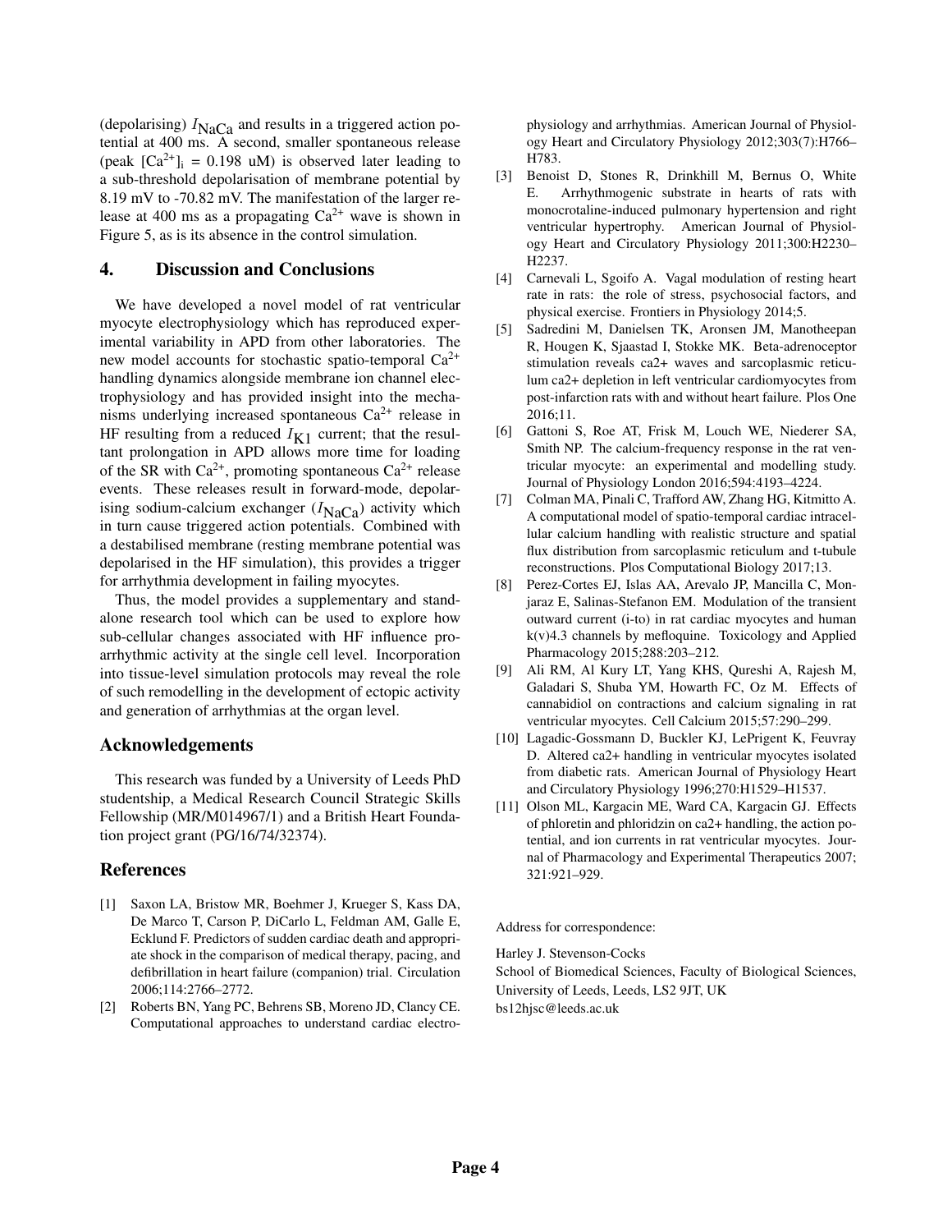(depolarising) $I_{NaCa}$ and results in a triggered action potential at 400 ms. A second, smaller spontaneous release (peak $[Ca^{2+}]_i$ = 0.198 uM) is observed later leading to a sub-threshold depolarisation of membrane potential by 8.19 mV to -70.82 mV. The manifestation of the larger release at 400 ms as a propagating $Ca^{2+}$ wave is shown in Figure 5, as is its absence in the control simulation.

## 4. Discussion and Conclusions

We have developed a novel model of rat ventricular myocyte electrophysiology which has reproduced experimental variability in APD from other laboratories. The new model accounts for stochastic spatio-temporal $Ca^{2+}$ handling dynamics alongside membrane ion channel electrophysiology and has provided insight into the mechanisms underlying increased spontaneous $Ca^{2+}$ release in HF resulting from a reduced $I_{K1}$ current; that the resultant prolongation in APD allows more time for loading of the SR with $Ca^{2+}$, promoting spontaneous $Ca^{2+}$ release events. These releases result in forward-mode, depolarising sodium-calcium exchanger ($I_{NaCa}$) activity which in turn cause triggered action potentials. Combined with a destabilised membrane (resting membrane potential was depolarised in the HF simulation), this provides a trigger for arrhythmia development in failing myocytes.

Thus, the model provides a supplementary and standalone research tool which can be used to explore how sub-cellular changes associated with HF influence proarrhythmic activity at the single cell level. Incorporation into tissue-level simulation protocols may reveal the role of such remodelling in the development of ectopic activity and generation of arrhythmias at the organ level.

## Acknowledgements

This research was funded by a University of Leeds PhD studentship, a Medical Research Council Strategic Skills Fellowship (MR/M014967/1) and a British Heart Foundation project grant (PG/16/74/32374).

## References

[1] Saxon LA, Bristow MR, Boehmer J, Krueger S, Kass DA, De Marco T, Carson P, DiCarlo L, Feldman AM, Galle E, Ecklund F. Predictors of sudden cardiac death and appropriate shock in the comparison of medical therapy, pacing, and defibrillation in heart failure (companion) trial. Circulation 2006;114:2766–2772.

[2] Roberts BN, Yang PC, Behrens SB, Moreno JD, Clancy CE. Computational approaches to understand cardiac electrophysiology and arrhythmias. American Journal of Physiology Heart and Circulatory Physiology 2012;303(7):H766–H783.

[3] Benoist D, Stones R, Drinkhill M, Bernus O, White E. Arrhythmogenic substrate in hearts of rats with monocrotaline-induced pulmonary hypertension and right ventricular hypertrophy. American Journal of Physiology Heart and Circulatory Physiology 2011;300:H2230–H2237.

[4] Carnevali L, Sgoifo A. Vagal modulation of resting heart rate in rats: the role of stress, psychosocial factors, and physical exercise. Frontiers in Physiology 2014;5.

[5] Sadredini M, Danielsen TK, Aronsen JM, Manotheepan R, Hougen K, Sjaastad I, Stokke MK. Beta-adrenoceptor stimulation reveals ca2+ waves and sarcoplasmic reticulum ca2+ depletion in left ventricular cardiomyocytes from post-infarction rats with and without heart failure. Plos One 2016;11.

[6] Gattoni S, Roe AT, Frisk M, Louch WE, Niederer SA, Smith NP. The calcium-frequency response in the rat ventricular myocyte: an experimental and modelling study. Journal of Physiology London 2016;594:4193–4224.

[7] Colman MA, Pinali C, Trafford AW, Zhang HG, Kitmitto A. A computational model of spatio-temporal cardiac intracellular calcium handling with realistic structure and spatial flux distribution from sarcoplasmic reticulum and t-tubule reconstructions. Plos Computational Biology 2017;13.

[8] Perez-Cortes EJ, Islas AA, Arevalo JP, Mancilla C, Monjaraz E, Salinas-Stefanon EM. Modulation of the transient outward current (i-to) in rat cardiac myocytes and human k(v)4.3 channels by mefloquine. Toxicology and Applied Pharmacology 2015;288:203–212.

[9] Ali RM, Al Kury LT, Yang KHS, Qureshi A, Rajesh M, Galadari S, Shuba YM, Howarth FC, Oz M. Effects of cannabidiol on contractions and calcium signaling in rat ventricular myocytes. Cell Calcium 2015;57:290–299.

[10] Lagadic-Gossmann D, Buckler KJ, LePrigent K, Feuvray D. Altered ca2+ handling in ventricular myocytes isolated from diabetic rats. American Journal of Physiology Heart and Circulatory Physiology 1996;270:H1529–H1537.

[11] Olson ML, Kargacin ME, Ward CA, Kargacin GJ. Effects of phloretin and phloridzin on ca2+ handling, the action potential, and ion currents in rat ventricular myocytes. Journal of Pharmacology and Experimental Therapeutics 2007; 321:921–929.

Address for correspondence:

Harley J. Stevenson-Cocks
School of Biomedical Sciences, Faculty of Biological Sciences, University of Leeds, Leeds, LS2 9JT, UK
bs12hjsc@leeds.ac.uk